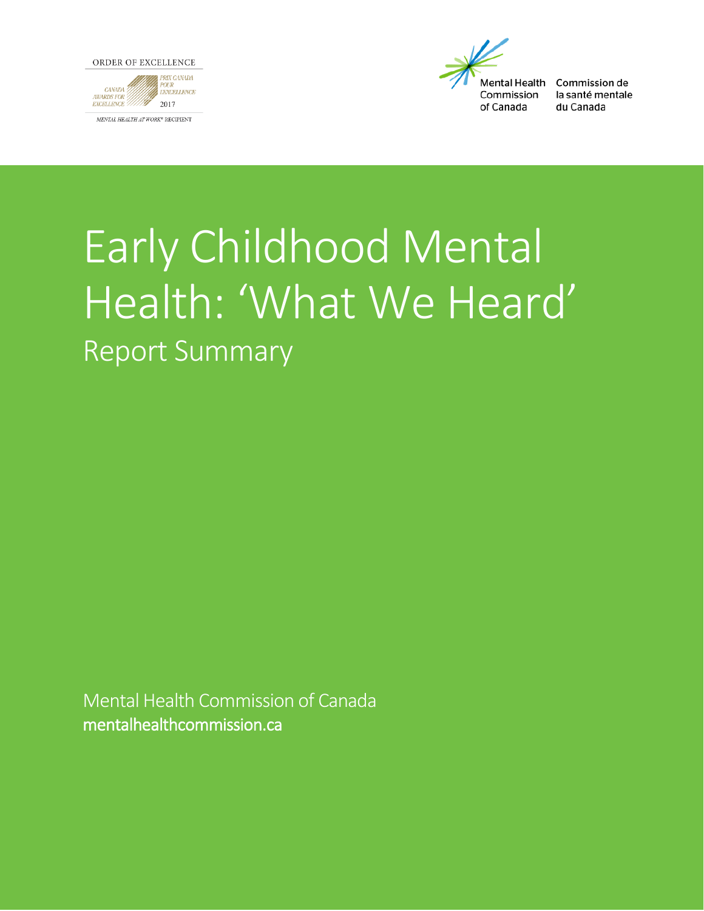ORDER OF EXCELLENCE

CANADA AWARDS FOR EXCELLENCE

PRIX CANADA POUR L'EXCELLENCE

2017

MENTAL HEALTH AT WORK® RECIPIENT

Mental Health Commission of Canada

Commission de la santé mentale du Canada

# Early Childhood Mental Health: 'What We Heard'

## Report Summary

Mental Health Commission of Canada

**mentalhealthcommission.ca**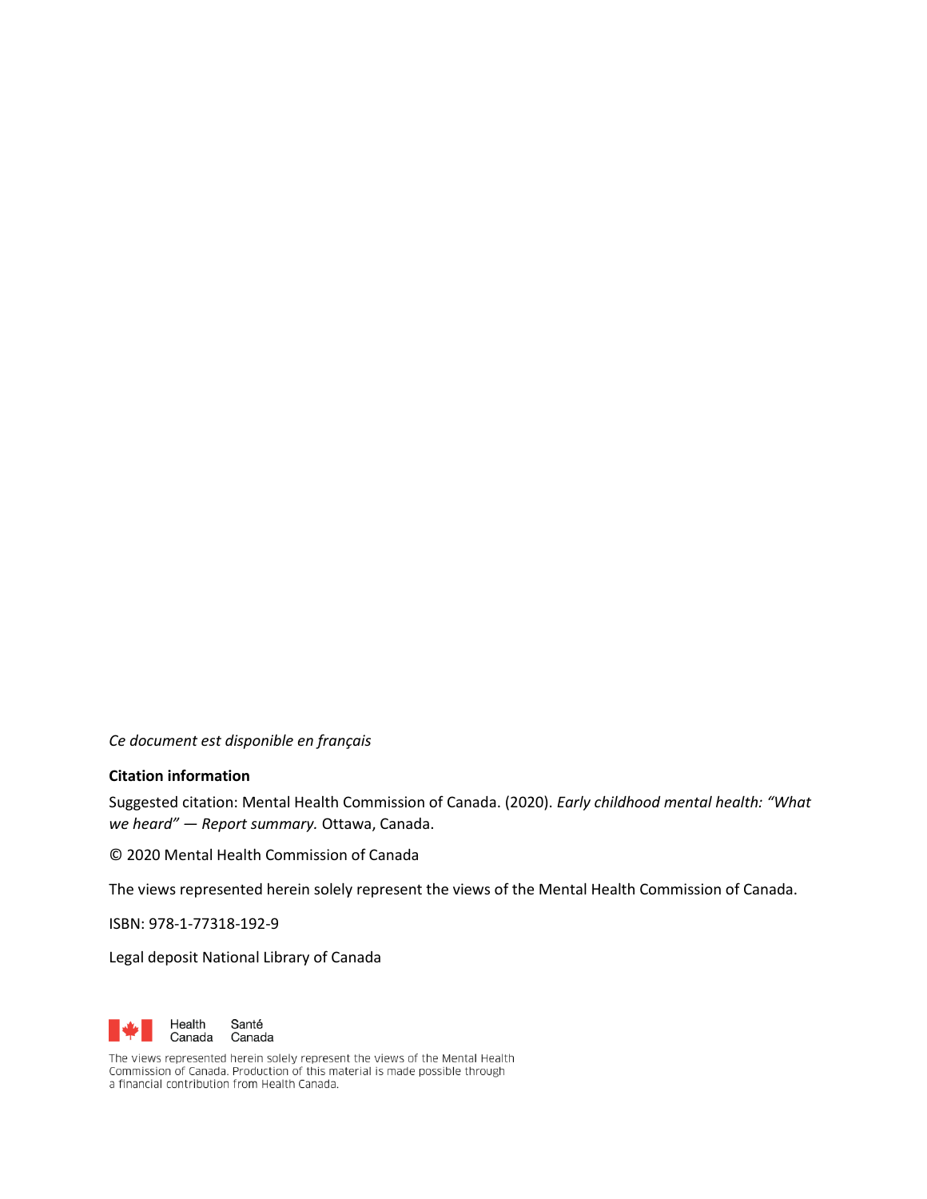*Ce document est disponible en français*

**Citation information**

Suggested citation: Mental Health Commission of Canada. (2020). *Early childhood mental health: "What we heard" — Report summary.* Ottawa, Canada.

© 2020 Mental Health Commission of Canada

The views represented herein solely represent the views of the Mental Health Commission of Canada.

ISBN: 978-1-77318-192-9

Legal deposit National Library of Canada

Health Canada Santé Canada

The views represented herein solely represent the views of the Mental Health Commission of Canada. Production of this material is made possible through a financial contribution from Health Canada.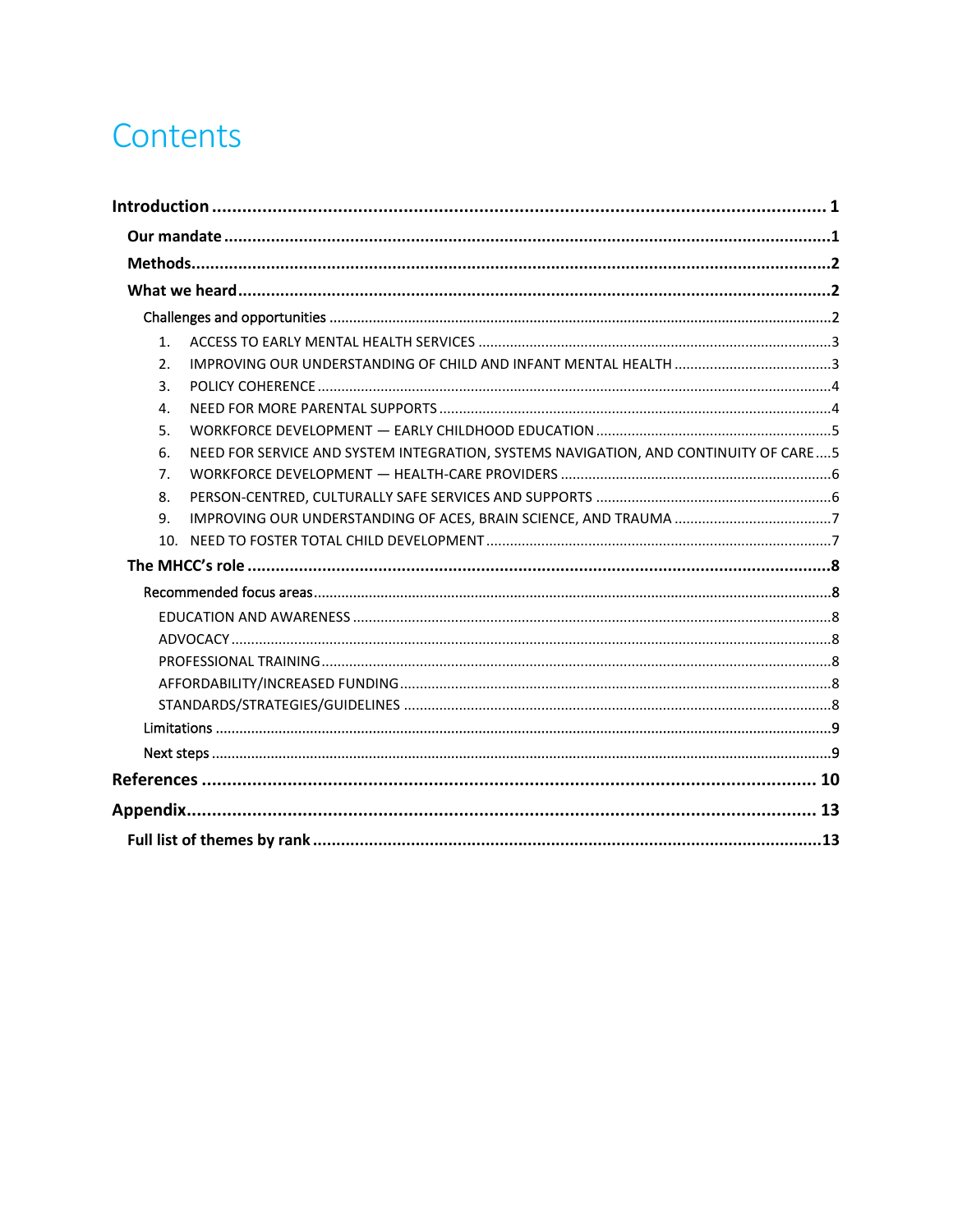# Contents

**Introduction** ........ 1

- **Our mandate** ........ 1
- **Methods** ........ 2
- **What we heard** ........ 2
  - Challenges and opportunities ........ 2
    1. ACCESS TO EARLY MENTAL HEALTH SERVICES ........ 3
    2. IMPROVING OUR UNDERSTANDING OF CHILD AND INFANT MENTAL HEALTH ........ 3
    3. POLICY COHERENCE ........ 4
    4. NEED FOR MORE PARENTAL SUPPORTS ........ 4
    5. WORKFORCE DEVELOPMENT — EARLY CHILDHOOD EDUCATION ........ 5
    6. NEED FOR SERVICE AND SYSTEM INTEGRATION, SYSTEMS NAVIGATION, AND CONTINUITY OF CARE ........ 5
    7. WORKFORCE DEVELOPMENT — HEALTH-CARE PROVIDERS ........ 6
    8. PERSON-CENTRED, CULTURALLY SAFE SERVICES AND SUPPORTS ........ 6
    9. IMPROVING OUR UNDERSTANDING OF ACES, BRAIN SCIENCE, AND TRAUMA ........ 7
    10. NEED TO FOSTER TOTAL CHILD DEVELOPMENT ........ 7
- **The MHCC's role** ........ 8
  - Recommended focus areas ........ 8
    - EDUCATION AND AWARENESS ........ 8
    - ADVOCACY ........ 8
    - PROFESSIONAL TRAINING ........ 8
    - AFFORDABILITY/INCREASED FUNDING ........ 8
    - STANDARDS/STRATEGIES/GUIDELINES ........ 8
  - Limitations ........ 9
  - Next steps ........ 9

**References** ........ 10

**Appendix** ........ 13

- **Full list of themes by rank** ........ 13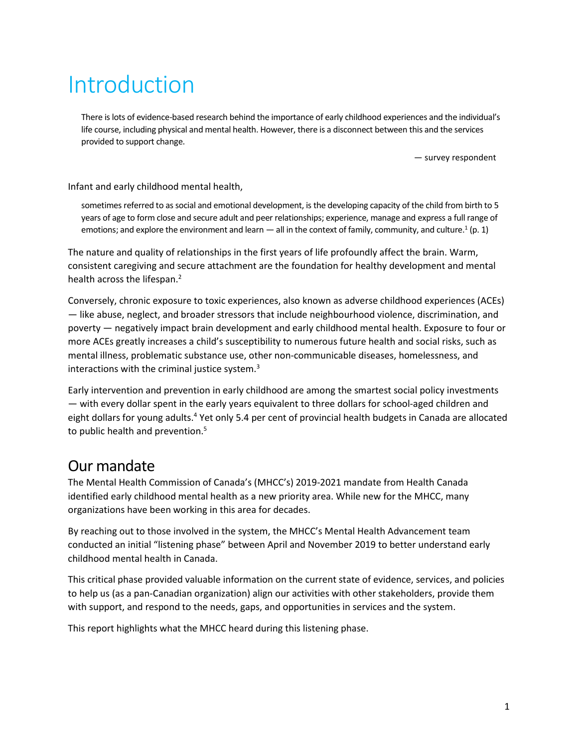# Introduction

> There is lots of evidence-based research behind the importance of early childhood experiences and the individual's life course, including physical and mental health. However, there is a disconnect between this and the services provided to support change.
>
> — survey respondent

Infant and early childhood mental health,

> sometimes referred to as social and emotional development, is the developing capacity of the child from birth to 5 years of age to form close and secure adult and peer relationships; experience, manage and express a full range of emotions; and explore the environment and learn — all in the context of family, community, and culture.[1] (p. 1)

The nature and quality of relationships in the first years of life profoundly affect the brain. Warm, consistent caregiving and secure attachment are the foundation for healthy development and mental health across the lifespan.[2]

Conversely, chronic exposure to toxic experiences, also known as adverse childhood experiences (ACEs) — like abuse, neglect, and broader stressors that include neighbourhood violence, discrimination, and poverty — negatively impact brain development and early childhood mental health. Exposure to four or more ACEs greatly increases a child's susceptibility to numerous future health and social risks, such as mental illness, problematic substance use, other non-communicable diseases, homelessness, and interactions with the criminal justice system.[3]

Early intervention and prevention in early childhood are among the smartest social policy investments — with every dollar spent in the early years equivalent to three dollars for school-aged children and eight dollars for young adults.[4] Yet only 5.4 per cent of provincial health budgets in Canada are allocated to public health and prevention.[5]

## Our mandate

The Mental Health Commission of Canada's (MHCC's) 2019-2021 mandate from Health Canada identified early childhood mental health as a new priority area. While new for the MHCC, many organizations have been working in this area for decades.

By reaching out to those involved in the system, the MHCC's Mental Health Advancement team conducted an initial "listening phase" between April and November 2019 to better understand early childhood mental health in Canada.

This critical phase provided valuable information on the current state of evidence, services, and policies to help us (as a pan-Canadian organization) align our activities with other stakeholders, provide them with support, and respond to the needs, gaps, and opportunities in services and the system.

This report highlights what the MHCC heard during this listening phase.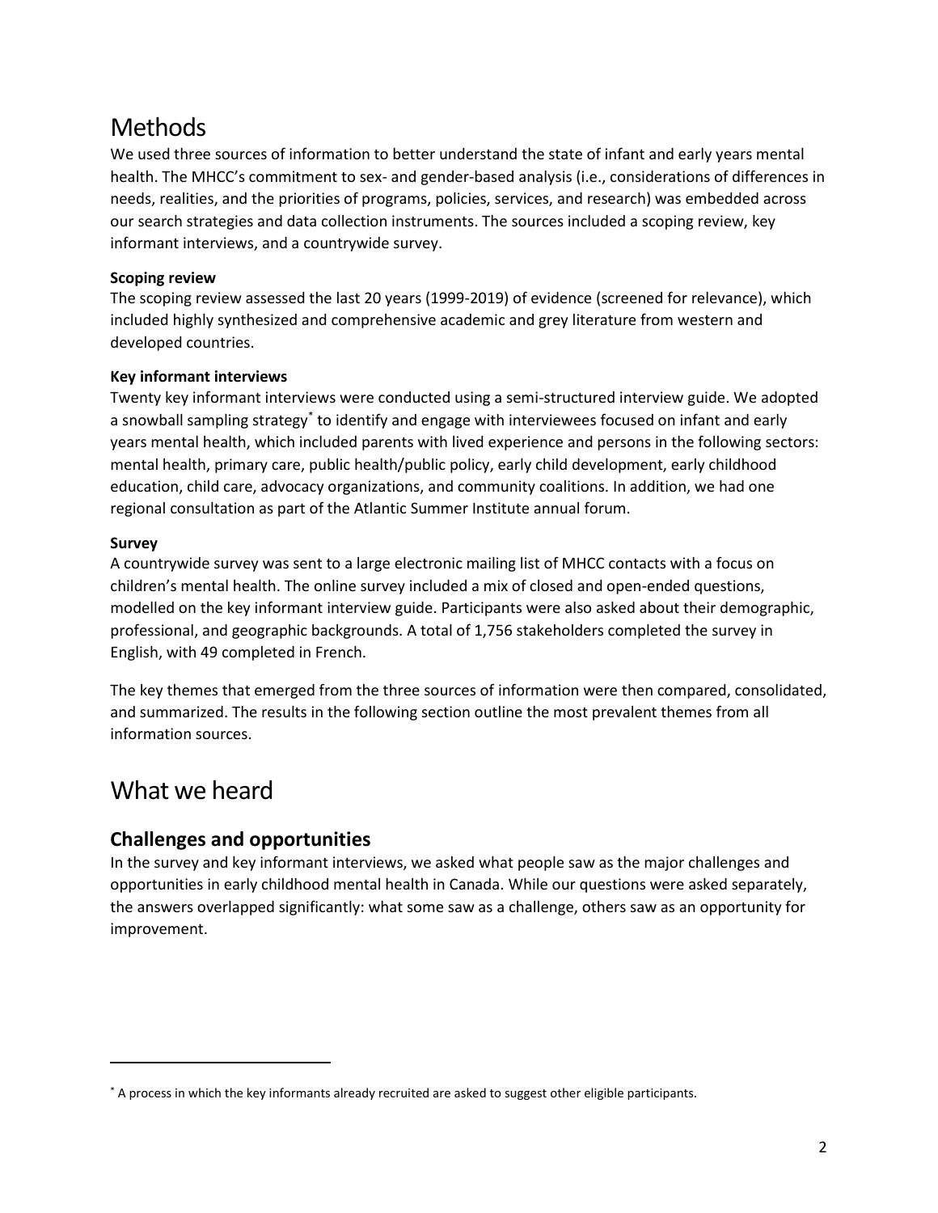# Methods

We used three sources of information to better understand the state of infant and early years mental health. The MHCC's commitment to sex- and gender-based analysis (i.e., considerations of differences in needs, realities, and the priorities of programs, policies, services, and research) was embedded across our search strategies and data collection instruments. The sources included a scoping review, key informant interviews, and a countrywide survey.

**Scoping review**

The scoping review assessed the last 20 years (1999-2019) of evidence (screened for relevance), which included highly synthesized and comprehensive academic and grey literature from western and developed countries.

**Key informant interviews**

Twenty key informant interviews were conducted using a semi-structured interview guide. We adopted a snowball sampling strategy* to identify and engage with interviewees focused on infant and early years mental health, which included parents with lived experience and persons in the following sectors: mental health, primary care, public health/public policy, early child development, early childhood education, child care, advocacy organizations, and community coalitions. In addition, we had one regional consultation as part of the Atlantic Summer Institute annual forum.

**Survey**

A countrywide survey was sent to a large electronic mailing list of MHCC contacts with a focus on children's mental health. The online survey included a mix of closed and open-ended questions, modelled on the key informant interview guide. Participants were also asked about their demographic, professional, and geographic backgrounds. A total of 1,756 stakeholders completed the survey in English, with 49 completed in French.

The key themes that emerged from the three sources of information were then compared, consolidated, and summarized. The results in the following section outline the most prevalent themes from all information sources.

# What we heard

## Challenges and opportunities

In the survey and key informant interviews, we asked what people saw as the major challenges and opportunities in early childhood mental health in Canada. While our questions were asked separately, the answers overlapped significantly: what some saw as a challenge, others saw as an opportunity for improvement.

---

* A process in which the key informants already recruited are asked to suggest other eligible participants.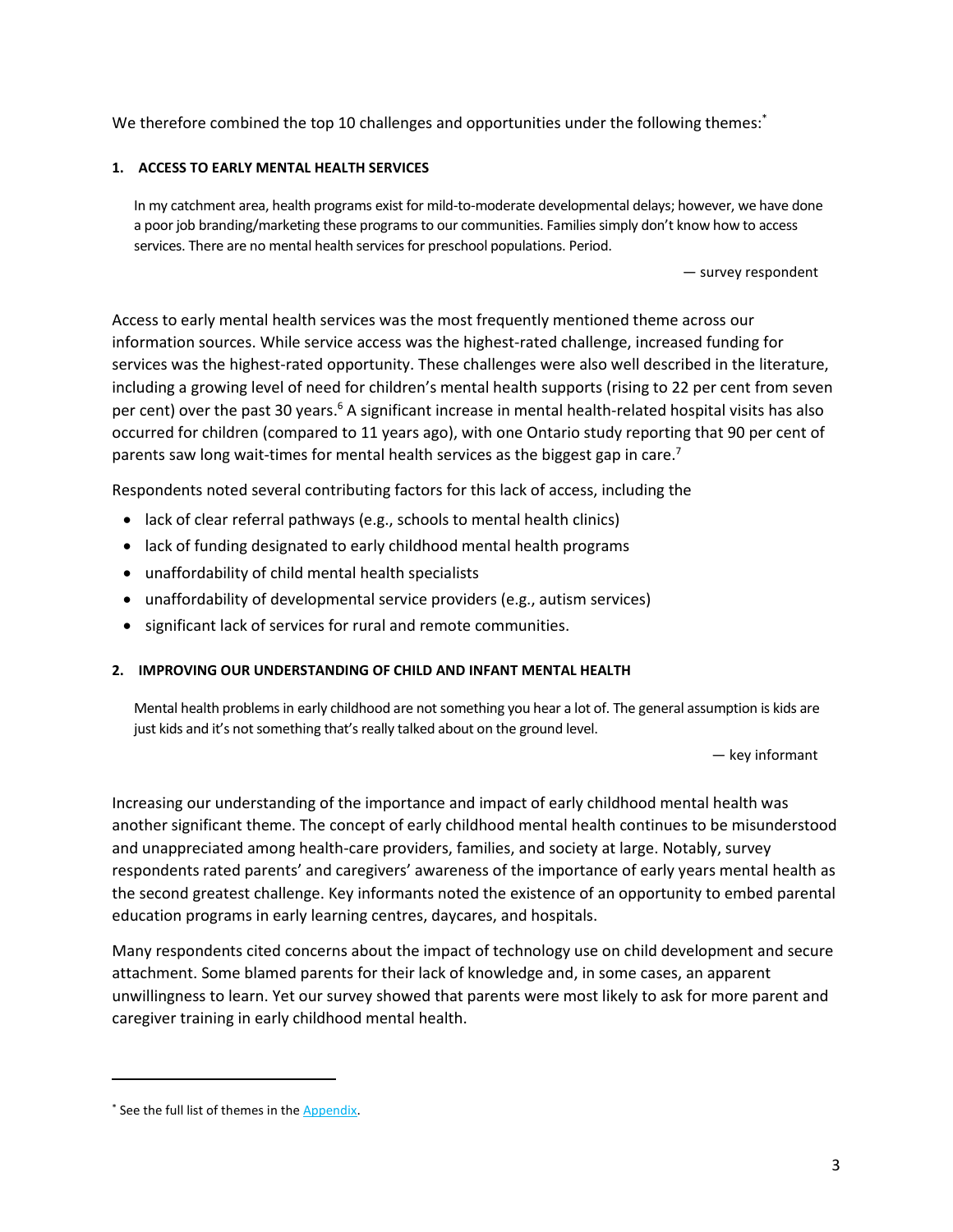We therefore combined the top 10 challenges and opportunities under the following themes:[*]

### 1. ACCESS TO EARLY MENTAL HEALTH SERVICES

> In my catchment area, health programs exist for mild-to-moderate developmental delays; however, we have done a poor job branding/marketing these programs to our communities. Families simply don't know how to access services. There are no mental health services for preschool populations. Period.
>
> — survey respondent

Access to early mental health services was the most frequently mentioned theme across our information sources. While service access was the highest-rated challenge, increased funding for services was the highest-rated opportunity. These challenges were also well described in the literature, including a growing level of need for children's mental health supports (rising to 22 per cent from seven per cent) over the past 30 years.[6] A significant increase in mental health-related hospital visits has also occurred for children (compared to 11 years ago), with one Ontario study reporting that 90 per cent of parents saw long wait-times for mental health services as the biggest gap in care.[7]

Respondents noted several contributing factors for this lack of access, including the

- lack of clear referral pathways (e.g., schools to mental health clinics)
- lack of funding designated to early childhood mental health programs
- unaffordability of child mental health specialists
- unaffordability of developmental service providers (e.g., autism services)
- significant lack of services for rural and remote communities.

### 2. IMPROVING OUR UNDERSTANDING OF CHILD AND INFANT MENTAL HEALTH

> Mental health problems in early childhood are not something you hear a lot of. The general assumption is kids are just kids and it's not something that's really talked about on the ground level.
>
> — key informant

Increasing our understanding of the importance and impact of early childhood mental health was another significant theme. The concept of early childhood mental health continues to be misunderstood and unappreciated among health-care providers, families, and society at large. Notably, survey respondents rated parents' and caregivers' awareness of the importance of early years mental health as the second greatest challenge. Key informants noted the existence of an opportunity to embed parental education programs in early learning centres, daycares, and hospitals.

Many respondents cited concerns about the impact of technology use on child development and secure attachment. Some blamed parents for their lack of knowledge and, in some cases, an apparent unwillingness to learn. Yet our survey showed that parents were most likely to ask for more parent and caregiver training in early childhood mental health.

---

[*] See the full list of themes in the Appendix.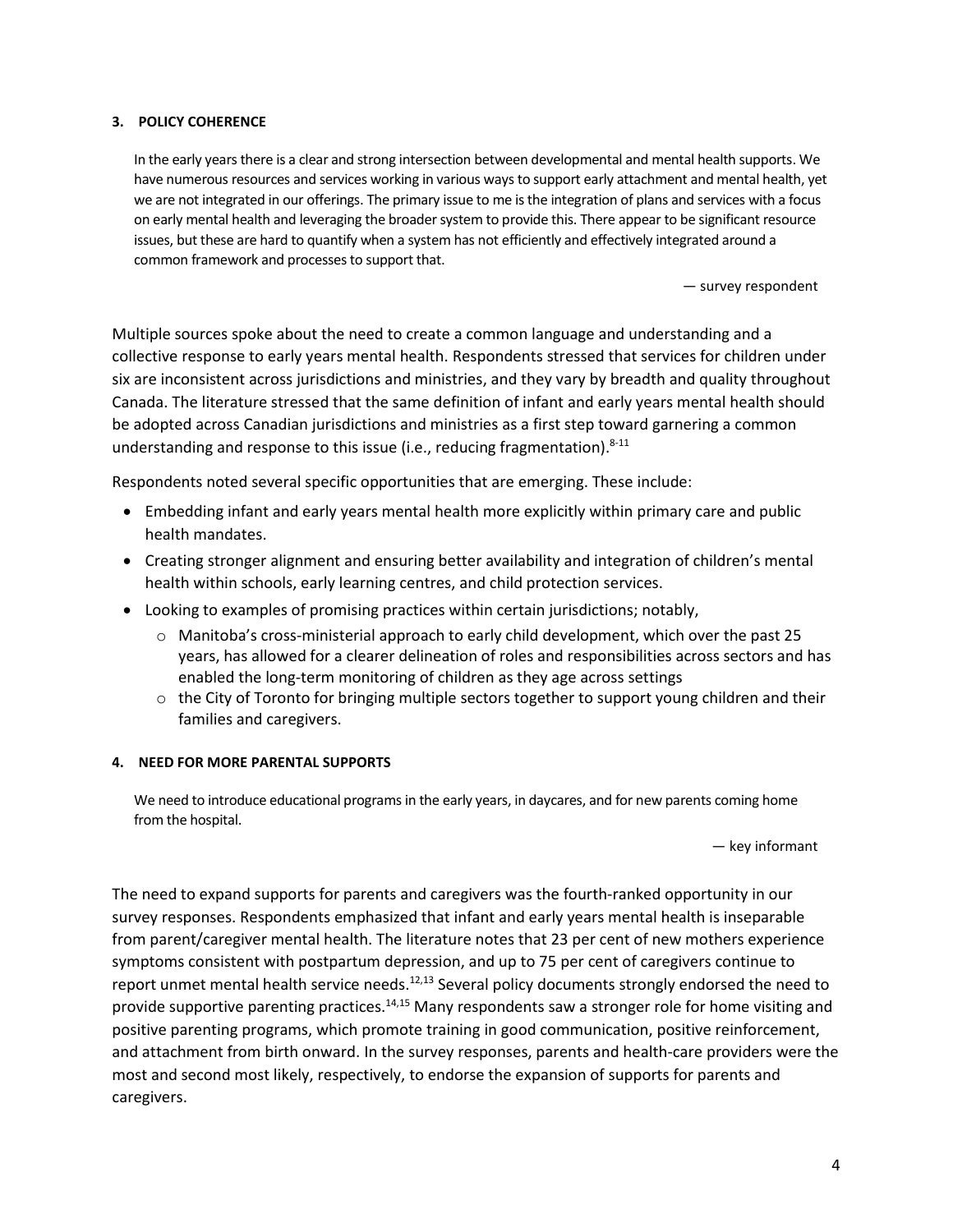### 3. POLICY COHERENCE

> In the early years there is a clear and strong intersection between developmental and mental health supports. We have numerous resources and services working in various ways to support early attachment and mental health, yet we are not integrated in our offerings. The primary issue to me is the integration of plans and services with a focus on early mental health and leveraging the broader system to provide this. There appear to be significant resource issues, but these are hard to quantify when a system has not efficiently and effectively integrated around a common framework and processes to support that.
>
> — survey respondent

Multiple sources spoke about the need to create a common language and understanding and a collective response to early years mental health. Respondents stressed that services for children under six are inconsistent across jurisdictions and ministries, and they vary by breadth and quality throughout Canada. The literature stressed that the same definition of infant and early years mental health should be adopted across Canadian jurisdictions and ministries as a first step toward garnering a common understanding and response to this issue (i.e., reducing fragmentation).[8-11]

Respondents noted several specific opportunities that are emerging. These include:

- Embedding infant and early years mental health more explicitly within primary care and public health mandates.
- Creating stronger alignment and ensuring better availability and integration of children's mental health within schools, early learning centres, and child protection services.
- Looking to examples of promising practices within certain jurisdictions; notably,
  - Manitoba's cross-ministerial approach to early child development, which over the past 25 years, has allowed for a clearer delineation of roles and responsibilities across sectors and has enabled the long-term monitoring of children as they age across settings
  - the City of Toronto for bringing multiple sectors together to support young children and their families and caregivers.

### 4. NEED FOR MORE PARENTAL SUPPORTS

> We need to introduce educational programs in the early years, in daycares, and for new parents coming home from the hospital.
>
> — key informant

The need to expand supports for parents and caregivers was the fourth-ranked opportunity in our survey responses. Respondents emphasized that infant and early years mental health is inseparable from parent/caregiver mental health. The literature notes that 23 per cent of new mothers experience symptoms consistent with postpartum depression, and up to 75 per cent of caregivers continue to report unmet mental health service needs.[12,13] Several policy documents strongly endorsed the need to provide supportive parenting practices.[14,15] Many respondents saw a stronger role for home visiting and positive parenting programs, which promote training in good communication, positive reinforcement, and attachment from birth onward. In the survey responses, parents and health-care providers were the most and second most likely, respectively, to endorse the expansion of supports for parents and caregivers.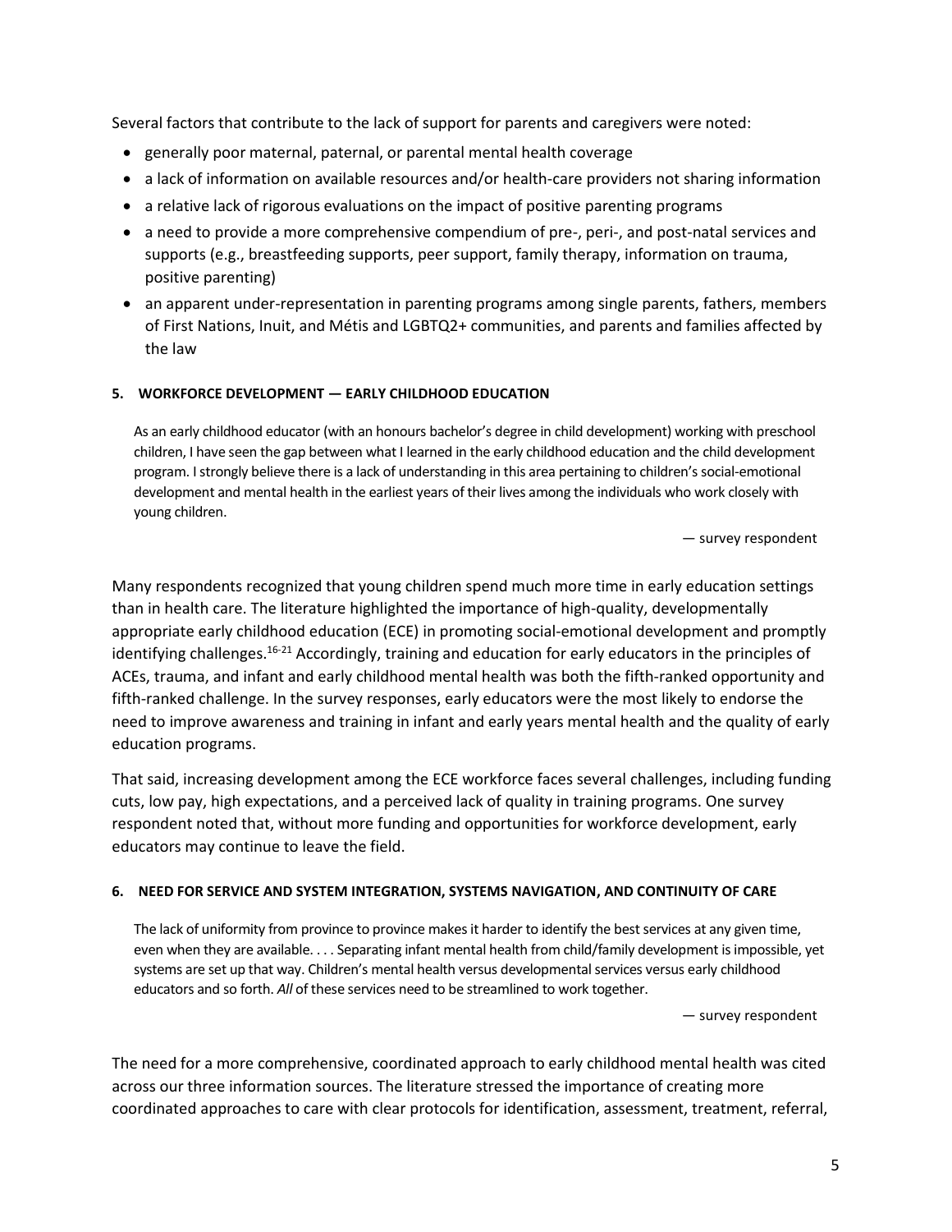Several factors that contribute to the lack of support for parents and caregivers were noted:

- generally poor maternal, paternal, or parental mental health coverage
- a lack of information on available resources and/or health-care providers not sharing information
- a relative lack of rigorous evaluations on the impact of positive parenting programs
- a need to provide a more comprehensive compendium of pre-, peri-, and post-natal services and supports (e.g., breastfeeding supports, peer support, family therapy, information on trauma, positive parenting)
- an apparent under-representation in parenting programs among single parents, fathers, members of First Nations, Inuit, and Métis and LGBTQ2+ communities, and parents and families affected by the law

#### 5. WORKFORCE DEVELOPMENT — EARLY CHILDHOOD EDUCATION

> As an early childhood educator (with an honours bachelor's degree in child development) working with preschool children, I have seen the gap between what I learned in the early childhood education and the child development program. I strongly believe there is a lack of understanding in this area pertaining to children's social-emotional development and mental health in the earliest years of their lives among the individuals who work closely with young children.
>
> — survey respondent

Many respondents recognized that young children spend much more time in early education settings than in health care. The literature highlighted the importance of high-quality, developmentally appropriate early childhood education (ECE) in promoting social-emotional development and promptly identifying challenges.[16-21] Accordingly, training and education for early educators in the principles of ACEs, trauma, and infant and early childhood mental health was both the fifth-ranked opportunity and fifth-ranked challenge. In the survey responses, early educators were the most likely to endorse the need to improve awareness and training in infant and early years mental health and the quality of early education programs.

That said, increasing development among the ECE workforce faces several challenges, including funding cuts, low pay, high expectations, and a perceived lack of quality in training programs. One survey respondent noted that, without more funding and opportunities for workforce development, early educators may continue to leave the field.

#### 6. NEED FOR SERVICE AND SYSTEM INTEGRATION, SYSTEMS NAVIGATION, AND CONTINUITY OF CARE

> The lack of uniformity from province to province makes it harder to identify the best services at any given time, even when they are available. . . . Separating infant mental health from child/family development is impossible, yet systems are set up that way. Children's mental health versus developmental services versus early childhood educators and so forth. *All* of these services need to be streamlined to work together.
>
> — survey respondent

The need for a more comprehensive, coordinated approach to early childhood mental health was cited across our three information sources. The literature stressed the importance of creating more coordinated approaches to care with clear protocols for identification, assessment, treatment, referral,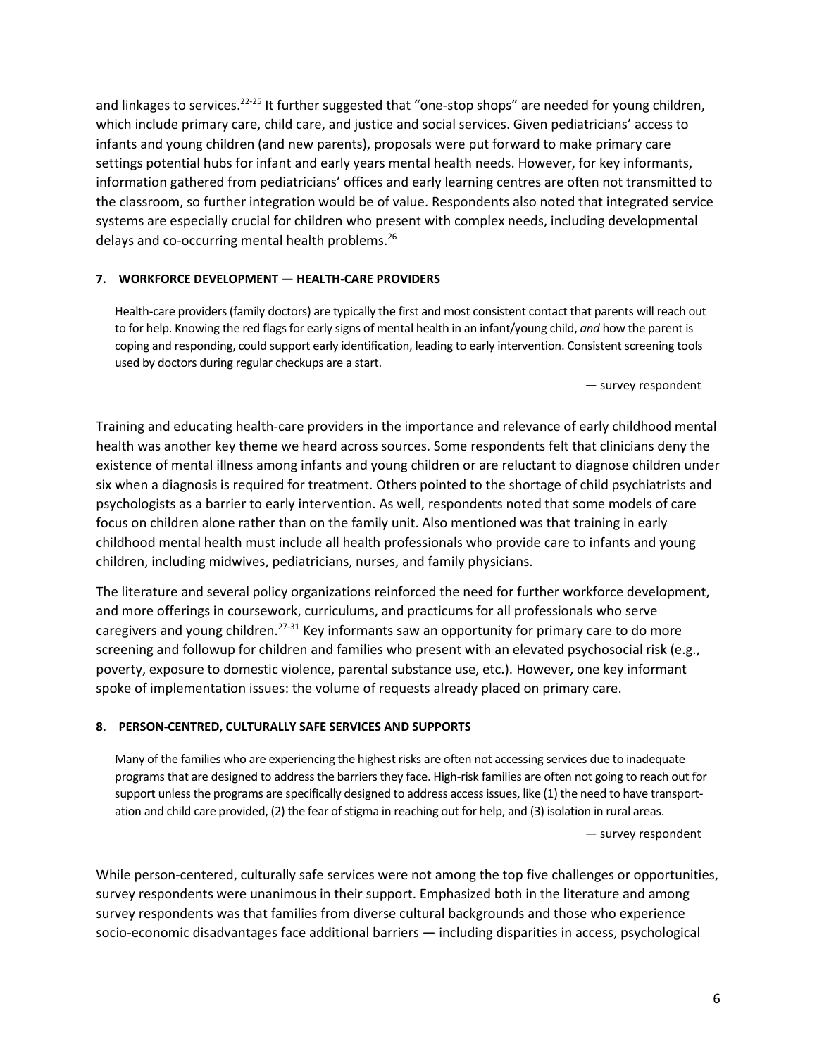and linkages to services.[22-25] It further suggested that "one-stop shops" are needed for young children, which include primary care, child care, and justice and social services. Given pediatricians' access to infants and young children (and new parents), proposals were put forward to make primary care settings potential hubs for infant and early years mental health needs. However, for key informants, information gathered from pediatricians' offices and early learning centres are often not transmitted to the classroom, so further integration would be of value. Respondents also noted that integrated service systems are especially crucial for children who present with complex needs, including developmental delays and co-occurring mental health problems.[26]

#### 7. WORKFORCE DEVELOPMENT — HEALTH-CARE PROVIDERS

> Health-care providers (family doctors) are typically the first and most consistent contact that parents will reach out to for help. Knowing the red flags for early signs of mental health in an infant/young child, *and* how the parent is coping and responding, could support early identification, leading to early intervention. Consistent screening tools used by doctors during regular checkups are a start.
>
> — survey respondent

Training and educating health-care providers in the importance and relevance of early childhood mental health was another key theme we heard across sources. Some respondents felt that clinicians deny the existence of mental illness among infants and young children or are reluctant to diagnose children under six when a diagnosis is required for treatment. Others pointed to the shortage of child psychiatrists and psychologists as a barrier to early intervention. As well, respondents noted that some models of care focus on children alone rather than on the family unit. Also mentioned was that training in early childhood mental health must include all health professionals who provide care to infants and young children, including midwives, pediatricians, nurses, and family physicians.

The literature and several policy organizations reinforced the need for further workforce development, and more offerings in coursework, curriculums, and practicums for all professionals who serve caregivers and young children.[27-31] Key informants saw an opportunity for primary care to do more screening and followup for children and families who present with an elevated psychosocial risk (e.g., poverty, exposure to domestic violence, parental substance use, etc.). However, one key informant spoke of implementation issues: the volume of requests already placed on primary care.

#### 8. PERSON-CENTRED, CULTURALLY SAFE SERVICES AND SUPPORTS

> Many of the families who are experiencing the highest risks are often not accessing services due to inadequate programs that are designed to address the barriers they face. High-risk families are often not going to reach out for support unless the programs are specifically designed to address access issues, like (1) the need to have transportation and child care provided, (2) the fear of stigma in reaching out for help, and (3) isolation in rural areas.
>
> — survey respondent

While person-centered, culturally safe services were not among the top five challenges or opportunities, survey respondents were unanimous in their support. Emphasized both in the literature and among survey respondents was that families from diverse cultural backgrounds and those who experience socio-economic disadvantages face additional barriers — including disparities in access, psychological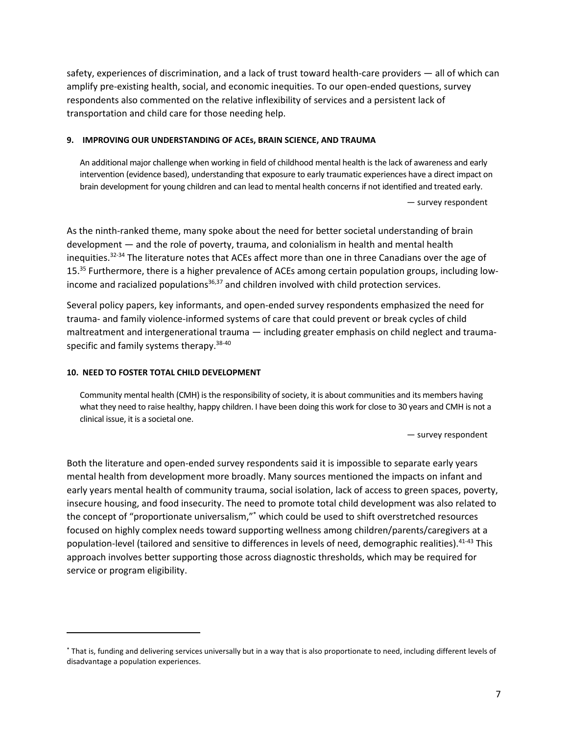safety, experiences of discrimination, and a lack of trust toward health-care providers — all of which can amplify pre-existing health, social, and economic inequities. To our open-ended questions, survey respondents also commented on the relative inflexibility of services and a persistent lack of transportation and child care for those needing help.

**9. IMPROVING OUR UNDERSTANDING OF ACEs, BRAIN SCIENCE, AND TRAUMA**

> An additional major challenge when working in field of childhood mental health is the lack of awareness and early intervention (evidence based), understanding that exposure to early traumatic experiences have a direct impact on brain development for young children and can lead to mental health concerns if not identified and treated early.
>
> — survey respondent

As the ninth-ranked theme, many spoke about the need for better societal understanding of brain development — and the role of poverty, trauma, and colonialism in health and mental health inequities.[32-34] The literature notes that ACEs affect more than one in three Canadians over the age of 15.[35] Furthermore, there is a higher prevalence of ACEs among certain population groups, including low-income and racialized populations[36,37] and children involved with child protection services.

Several policy papers, key informants, and open-ended survey respondents emphasized the need for trauma- and family violence-informed systems of care that could prevent or break cycles of child maltreatment and intergenerational trauma — including greater emphasis on child neglect and trauma-specific and family systems therapy.[38-40]

**10. NEED TO FOSTER TOTAL CHILD DEVELOPMENT**

> Community mental health (CMH) is the responsibility of society, it is about communities and its members having what they need to raise healthy, happy children. I have been doing this work for close to 30 years and CMH is not a clinical issue, it is a societal one.
>
> — survey respondent

Both the literature and open-ended survey respondents said it is impossible to separate early years mental health from development more broadly. Many sources mentioned the impacts on infant and early years mental health of community trauma, social isolation, lack of access to green spaces, poverty, insecure housing, and food insecurity. The need to promote total child development was also related to the concept of "proportionate universalism,"[*] which could be used to shift overstretched resources focused on highly complex needs toward supporting wellness among children/parents/caregivers at a population-level (tailored and sensitive to differences in levels of need, demographic realities).[41-43] This approach involves better supporting those across diagnostic thresholds, which may be required for service or program eligibility.

---

[*] That is, funding and delivering services universally but in a way that is also proportionate to need, including different levels of disadvantage a population experiences.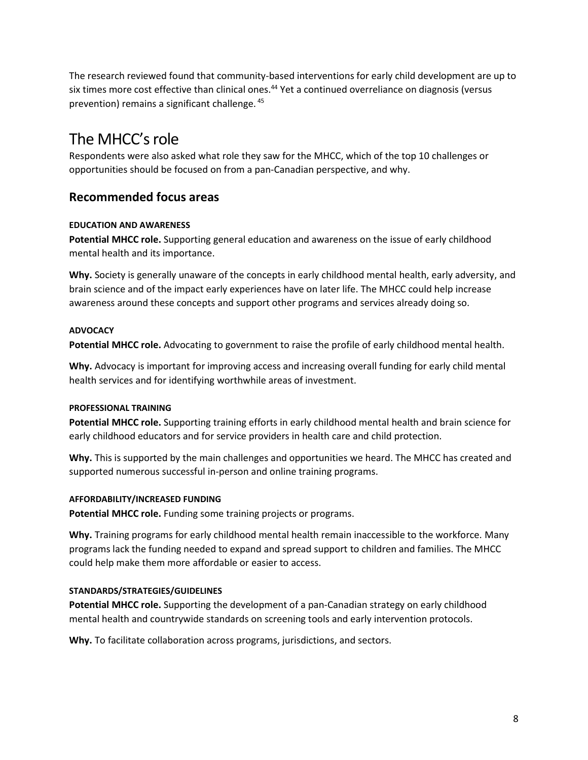The research reviewed found that community-based interventions for early child development are up to six times more cost effective than clinical ones.[44] Yet a continued overreliance on diagnosis (versus prevention) remains a significant challenge.[45]

# The MHCC's role

Respondents were also asked what role they saw for the MHCC, which of the top 10 challenges or opportunities should be focused on from a pan-Canadian perspective, and why.

## Recommended focus areas

#### EDUCATION AND AWARENESS

**Potential MHCC role.** Supporting general education and awareness on the issue of early childhood mental health and its importance.

**Why.** Society is generally unaware of the concepts in early childhood mental health, early adversity, and brain science and of the impact early experiences have on later life. The MHCC could help increase awareness around these concepts and support other programs and services already doing so.

#### ADVOCACY

**Potential MHCC role.** Advocating to government to raise the profile of early childhood mental health.

**Why.** Advocacy is important for improving access and increasing overall funding for early child mental health services and for identifying worthwhile areas of investment.

#### PROFESSIONAL TRAINING

**Potential MHCC role.** Supporting training efforts in early childhood mental health and brain science for early childhood educators and for service providers in health care and child protection.

**Why.** This is supported by the main challenges and opportunities we heard. The MHCC has created and supported numerous successful in-person and online training programs.

#### AFFORDABILITY/INCREASED FUNDING

**Potential MHCC role.** Funding some training projects or programs.

**Why.** Training programs for early childhood mental health remain inaccessible to the workforce. Many programs lack the funding needed to expand and spread support to children and families. The MHCC could help make them more affordable or easier to access.

#### STANDARDS/STRATEGIES/GUIDELINES

**Potential MHCC role.** Supporting the development of a pan-Canadian strategy on early childhood mental health and countrywide standards on screening tools and early intervention protocols.

**Why.** To facilitate collaboration across programs, jurisdictions, and sectors.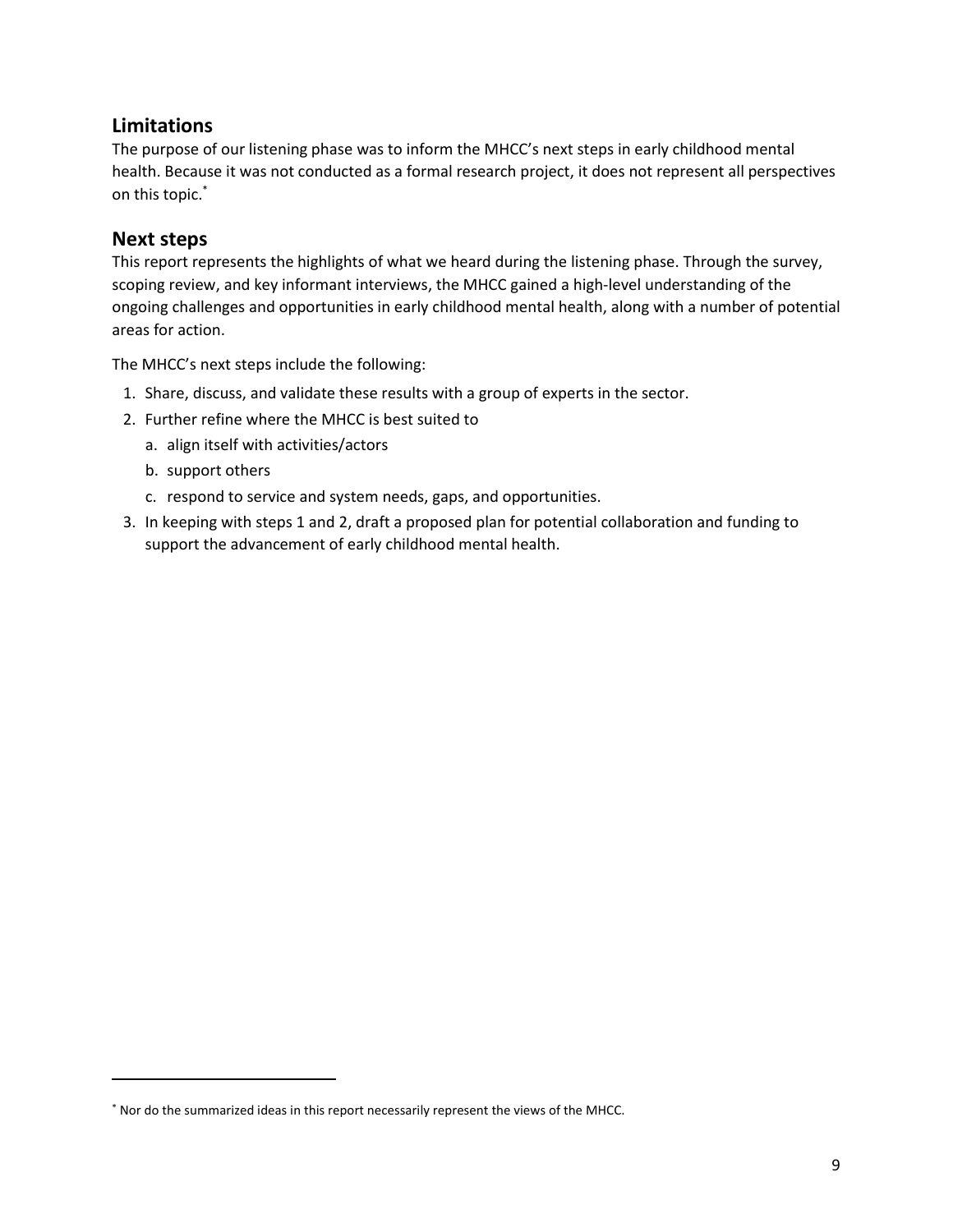## Limitations

The purpose of our listening phase was to inform the MHCC's next steps in early childhood mental health. Because it was not conducted as a formal research project, it does not represent all perspectives on this topic.*

## Next steps

This report represents the highlights of what we heard during the listening phase. Through the survey, scoping review, and key informant interviews, the MHCC gained a high-level understanding of the ongoing challenges and opportunities in early childhood mental health, along with a number of potential areas for action.

The MHCC's next steps include the following:

1. Share, discuss, and validate these results with a group of experts in the sector.
2. Further refine where the MHCC is best suited to
   a. align itself with activities/actors
   b. support others
   c. respond to service and system needs, gaps, and opportunities.
3. In keeping with steps 1 and 2, draft a proposed plan for potential collaboration and funding to support the advancement of early childhood mental health.

---

* Nor do the summarized ideas in this report necessarily represent the views of the MHCC.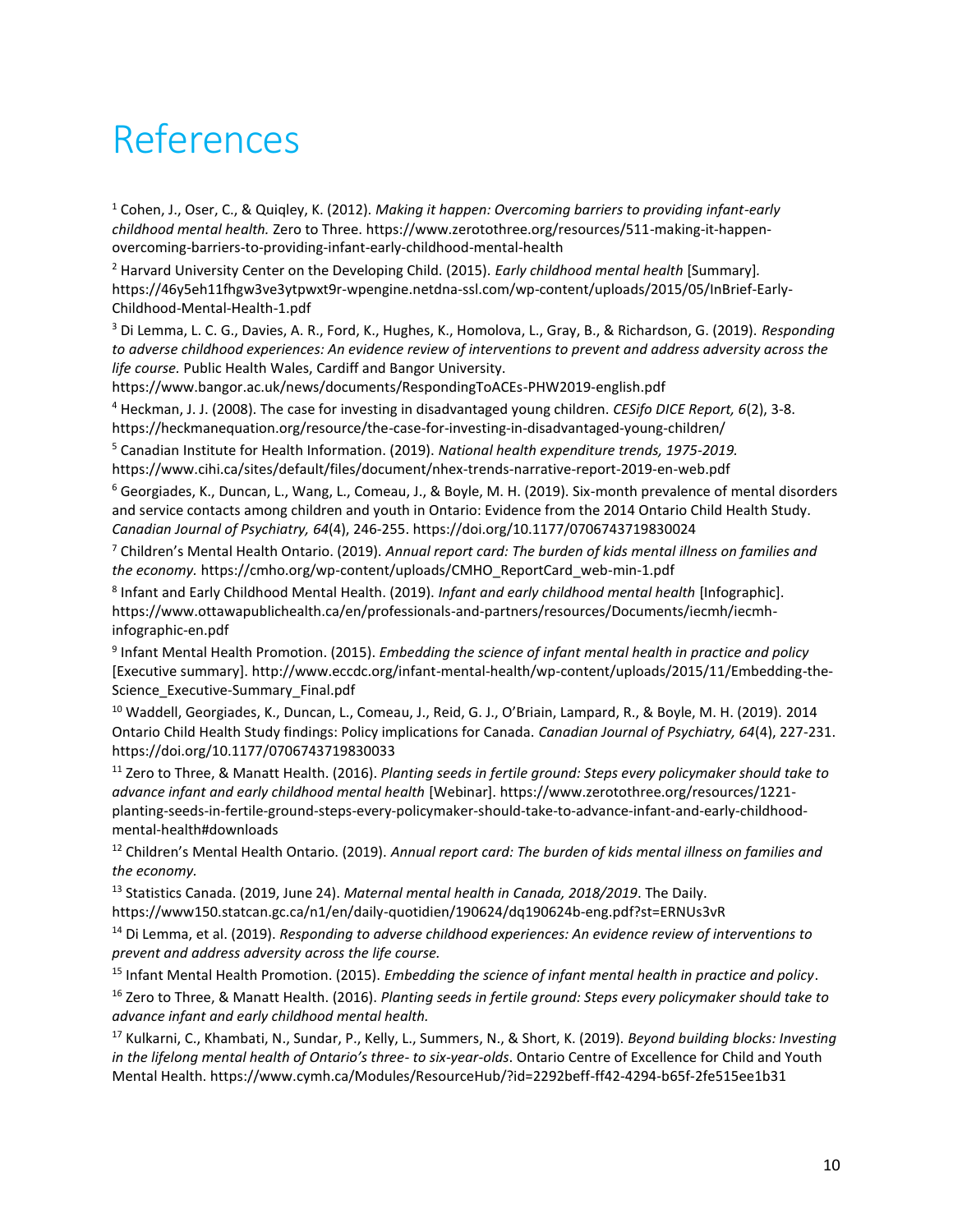# References

[1] Cohen, J., Oser, C., & Quiqley, K. (2012). *Making it happen: Overcoming barriers to providing infant-early childhood mental health.* Zero to Three. https://www.zerotothree.org/resources/511-making-it-happen-overcoming-barriers-to-providing-infant-early-childhood-mental-health

[2] Harvard University Center on the Developing Child. (2015). *Early childhood mental health* [Summary]. https://46y5eh11fhgw3ve3ytpwxt9r-wpengine.netdna-ssl.com/wp-content/uploads/2015/05/InBrief-Early-Childhood-Mental-Health-1.pdf

[3] Di Lemma, L. C. G., Davies, A. R., Ford, K., Hughes, K., Homolova, L., Gray, B., & Richardson, G. (2019). *Responding to adverse childhood experiences: An evidence review of interventions to prevent and address adversity across the life course.* Public Health Wales, Cardiff and Bangor University. https://www.bangor.ac.uk/news/documents/RespondingToACEs-PHW2019-english.pdf

[4] Heckman, J. J. (2008). The case for investing in disadvantaged young children. *CESifo DICE Report, 6*(2), 3-8. https://heckmanequation.org/resource/the-case-for-investing-in-disadvantaged-young-children/

[5] Canadian Institute for Health Information. (2019). *National health expenditure trends, 1975-2019.* https://www.cihi.ca/sites/default/files/document/nhex-trends-narrative-report-2019-en-web.pdf

[6] Georgiades, K., Duncan, L., Wang, L., Comeau, J., & Boyle, M. H. (2019). Six-month prevalence of mental disorders and service contacts among children and youth in Ontario: Evidence from the 2014 Ontario Child Health Study. *Canadian Journal of Psychiatry, 64*(4), 246-255. https://doi.org/10.1177/0706743719830024

[7] Children's Mental Health Ontario. (2019). *Annual report card: The burden of kids mental illness on families and the economy.* https://cmho.org/wp-content/uploads/CMHO_ReportCard_web-min-1.pdf

[8] Infant and Early Childhood Mental Health. (2019). *Infant and early childhood mental health* [Infographic]. https://www.ottawapublichealth.ca/en/professionals-and-partners/resources/Documents/iecmh/iecmh-infographic-en.pdf

[9] Infant Mental Health Promotion. (2015). *Embedding the science of infant mental health in practice and policy* [Executive summary]. http://www.eccdc.org/infant-mental-health/wp-content/uploads/2015/11/Embedding-the-Science_Executive-Summary_Final.pdf

[10] Waddell, Georgiades, K., Duncan, L., Comeau, J., Reid, G. J., O'Briain, Lampard, R., & Boyle, M. H. (2019). 2014 Ontario Child Health Study findings: Policy implications for Canada. *Canadian Journal of Psychiatry, 64*(4), 227-231. https://doi.org/10.1177/0706743719830033

[11] Zero to Three, & Manatt Health. (2016). *Planting seeds in fertile ground: Steps every policymaker should take to advance infant and early childhood mental health* [Webinar]. https://www.zerotothree.org/resources/1221-planting-seeds-in-fertile-ground-steps-every-policymaker-should-take-to-advance-infant-and-early-childhood-mental-health#downloads

[12] Children's Mental Health Ontario. (2019). *Annual report card: The burden of kids mental illness on families and the economy.*

[13] Statistics Canada. (2019, June 24). *Maternal mental health in Canada, 2018/2019*. The Daily. https://www150.statcan.gc.ca/n1/en/daily-quotidien/190624/dq190624b-eng.pdf?st=ERNUs3vR

[14] Di Lemma, et al. (2019). *Responding to adverse childhood experiences: An evidence review of interventions to prevent and address adversity across the life course.*

[15] Infant Mental Health Promotion. (2015). *Embedding the science of infant mental health in practice and policy*.

[16] Zero to Three, & Manatt Health. (2016). *Planting seeds in fertile ground: Steps every policymaker should take to advance infant and early childhood mental health.*

[17] Kulkarni, C., Khambati, N., Sundar, P., Kelly, L., Summers, N., & Short, K. (2019). *Beyond building blocks: Investing in the lifelong mental health of Ontario's three- to six-year-olds*. Ontario Centre of Excellence for Child and Youth Mental Health. https://www.cymh.ca/Modules/ResourceHub/?id=2292beff-ff42-4294-b65f-2fe515ee1b31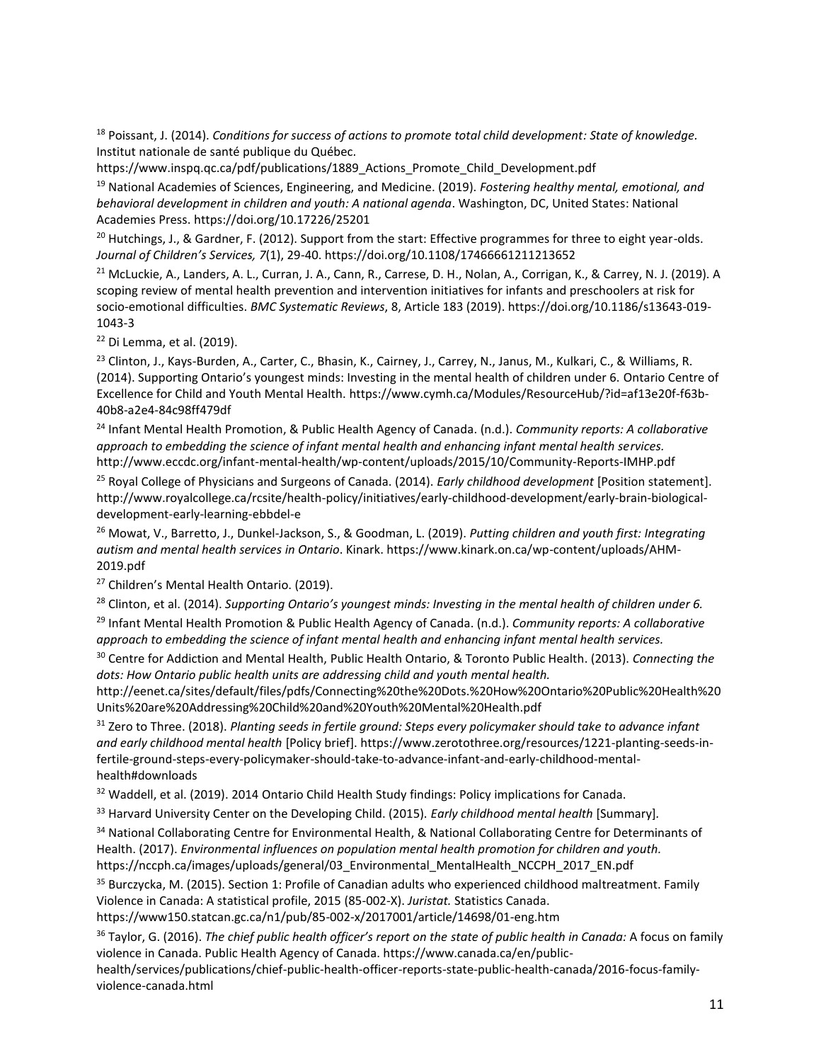[18] Poissant, J. (2014). *Conditions for success of actions to promote total child development: State of knowledge.* Institut nationale de santé publique du Québec. https://www.inspq.qc.ca/pdf/publications/1889_Actions_Promote_Child_Development.pdf

[19] National Academies of Sciences, Engineering, and Medicine. (2019). *Fostering healthy mental, emotional, and behavioral development in children and youth: A national agenda*. Washington, DC, United States: National Academies Press. https://doi.org/10.17226/25201

[20] Hutchings, J., & Gardner, F. (2012). Support from the start: Effective programmes for three to eight year-olds. *Journal of Children's Services, 7*(1), 29-40. https://doi.org/10.1108/17466661211213652

[21] McLuckie, A., Landers, A. L., Curran, J. A., Cann, R., Carrese, D. H., Nolan, A., Corrigan, K., & Carrey, N. J. (2019). A scoping review of mental health prevention and intervention initiatives for infants and preschoolers at risk for socio-emotional difficulties. *BMC Systematic Reviews*, 8, Article 183 (2019). https://doi.org/10.1186/s13643-019-1043-3

[22] Di Lemma, et al. (2019).

[23] Clinton, J., Kays-Burden, A., Carter, C., Bhasin, K., Cairney, J., Carrey, N., Janus, M., Kulkari, C., & Williams, R. (2014). Supporting Ontario's youngest minds: Investing in the mental health of children under 6. Ontario Centre of Excellence for Child and Youth Mental Health. https://www.cymh.ca/Modules/ResourceHub/?id=af13e20f-f63b-40b8-a2e4-84c98ff479df

[24] Infant Mental Health Promotion, & Public Health Agency of Canada. (n.d.). *Community reports: A collaborative approach to embedding the science of infant mental health and enhancing infant mental health services.* http://www.eccdc.org/infant-mental-health/wp-content/uploads/2015/10/Community-Reports-IMHP.pdf

[25] Royal College of Physicians and Surgeons of Canada. (2014). *Early childhood development* [Position statement]. http://www.royalcollege.ca/rcsite/health-policy/initiatives/early-childhood-development/early-brain-biological-development-early-learning-ebbdel-e

[26] Mowat, V., Barretto, J., Dunkel-Jackson, S., & Goodman, L. (2019). *Putting children and youth first: Integrating autism and mental health services in Ontario*. Kinark. https://www.kinark.on.ca/wp-content/uploads/AHM-2019.pdf

[27] Children's Mental Health Ontario. (2019).

[28] Clinton, et al. (2014). *Supporting Ontario's youngest minds: Investing in the mental health of children under 6.*

[29] Infant Mental Health Promotion & Public Health Agency of Canada. (n.d.). *Community reports: A collaborative approach to embedding the science of infant mental health and enhancing infant mental health services.*

[30] Centre for Addiction and Mental Health, Public Health Ontario, & Toronto Public Health. (2013). *Connecting the dots: How Ontario public health units are addressing child and youth mental health.* http://eenet.ca/sites/default/files/pdfs/Connecting%20the%20Dots.%20How%20Ontario%20Public%20Health%20Units%20are%20Addressing%20Child%20and%20Youth%20Mental%20Health.pdf

[31] Zero to Three. (2018). *Planting seeds in fertile ground: Steps every policymaker should take to advance infant and early childhood mental health* [Policy brief]. https://www.zerotothree.org/resources/1221-planting-seeds-in-fertile-ground-steps-every-policymaker-should-take-to-advance-infant-and-early-childhood-mental-health#downloads

[32] Waddell, et al. (2019). 2014 Ontario Child Health Study findings: Policy implications for Canada.

[33] Harvard University Center on the Developing Child. (2015). *Early childhood mental health* [Summary].

[34] National Collaborating Centre for Environmental Health, & National Collaborating Centre for Determinants of Health. (2017). *Environmental influences on population mental health promotion for children and youth.* https://nccph.ca/images/uploads/general/03_Environmental_MentalHealth_NCCPH_2017_EN.pdf

[35] Burczycka, M. (2015). Section 1: Profile of Canadian adults who experienced childhood maltreatment. Family Violence in Canada: A statistical profile, 2015 (85-002-X). *Juristat.* Statistics Canada. https://www150.statcan.gc.ca/n1/pub/85-002-x/2017001/article/14698/01-eng.htm

[36] Taylor, G. (2016). *The chief public health officer's report on the state of public health in Canada:* A focus on family violence in Canada. Public Health Agency of Canada. https://www.canada.ca/en/public-health/services/publications/chief-public-health-officer-reports-state-public-health-canada/2016-focus-family-violence-canada.html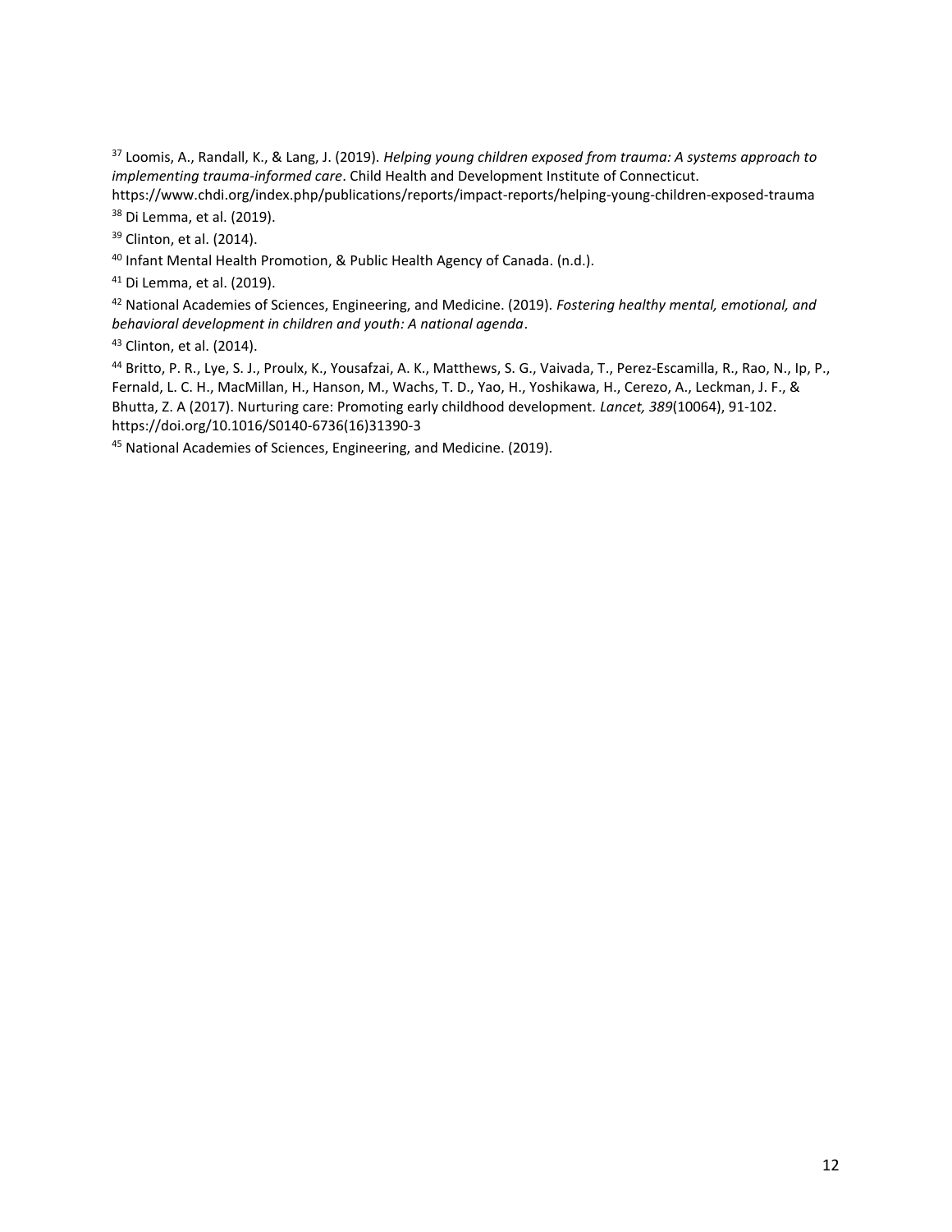[37] Loomis, A., Randall, K., & Lang, J. (2019). *Helping young children exposed from trauma: A systems approach to implementing trauma-informed care*. Child Health and Development Institute of Connecticut. https://www.chdi.org/index.php/publications/reports/impact-reports/helping-young-children-exposed-trauma

[38] Di Lemma, et al. (2019).

[39] Clinton, et al. (2014).

[40] Infant Mental Health Promotion, & Public Health Agency of Canada. (n.d.).

[41] Di Lemma, et al. (2019).

[42] National Academies of Sciences, Engineering, and Medicine. (2019). *Fostering healthy mental, emotional, and behavioral development in children and youth: A national agenda*.

[43] Clinton, et al. (2014).

[44] Britto, P. R., Lye, S. J., Proulx, K., Yousafzai, A. K., Matthews, S. G., Vaivada, T., Perez-Escamilla, R., Rao, N., Ip, P., Fernald, L. C. H., MacMillan, H., Hanson, M., Wachs, T. D., Yao, H., Yoshikawa, H., Cerezo, A., Leckman, J. F., & Bhutta, Z. A (2017). Nurturing care: Promoting early childhood development. *Lancet, 389*(10064), 91-102. https://doi.org/10.1016/S0140-6736(16)31390-3

[45] National Academies of Sciences, Engineering, and Medicine. (2019).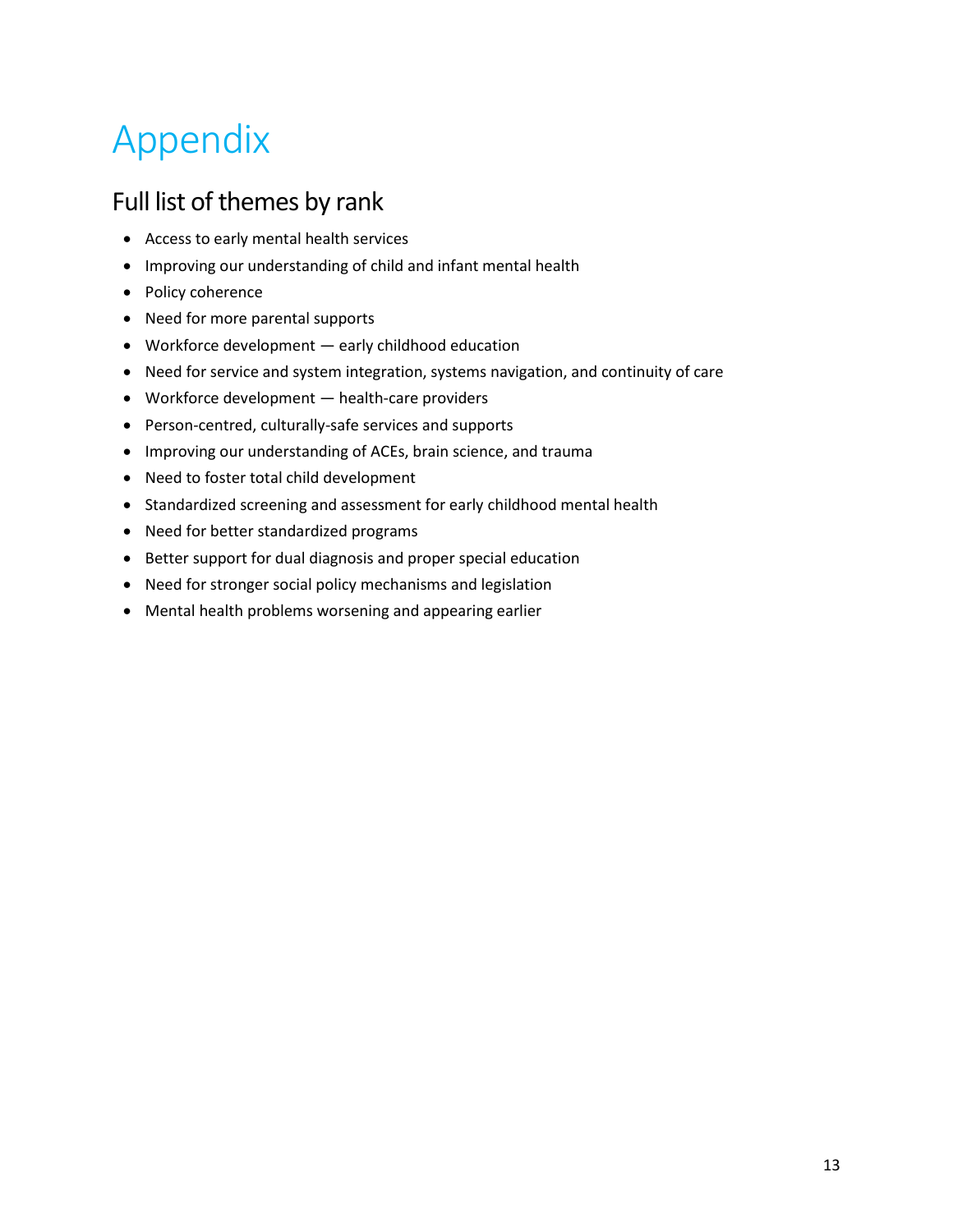# Appendix

## Full list of themes by rank

- Access to early mental health services
- Improving our understanding of child and infant mental health
- Policy coherence
- Need for more parental supports
- Workforce development — early childhood education
- Need for service and system integration, systems navigation, and continuity of care
- Workforce development — health-care providers
- Person-centred, culturally-safe services and supports
- Improving our understanding of ACEs, brain science, and trauma
- Need to foster total child development
- Standardized screening and assessment for early childhood mental health
- Need for better standardized programs
- Better support for dual diagnosis and proper special education
- Need for stronger social policy mechanisms and legislation
- Mental health problems worsening and appearing earlier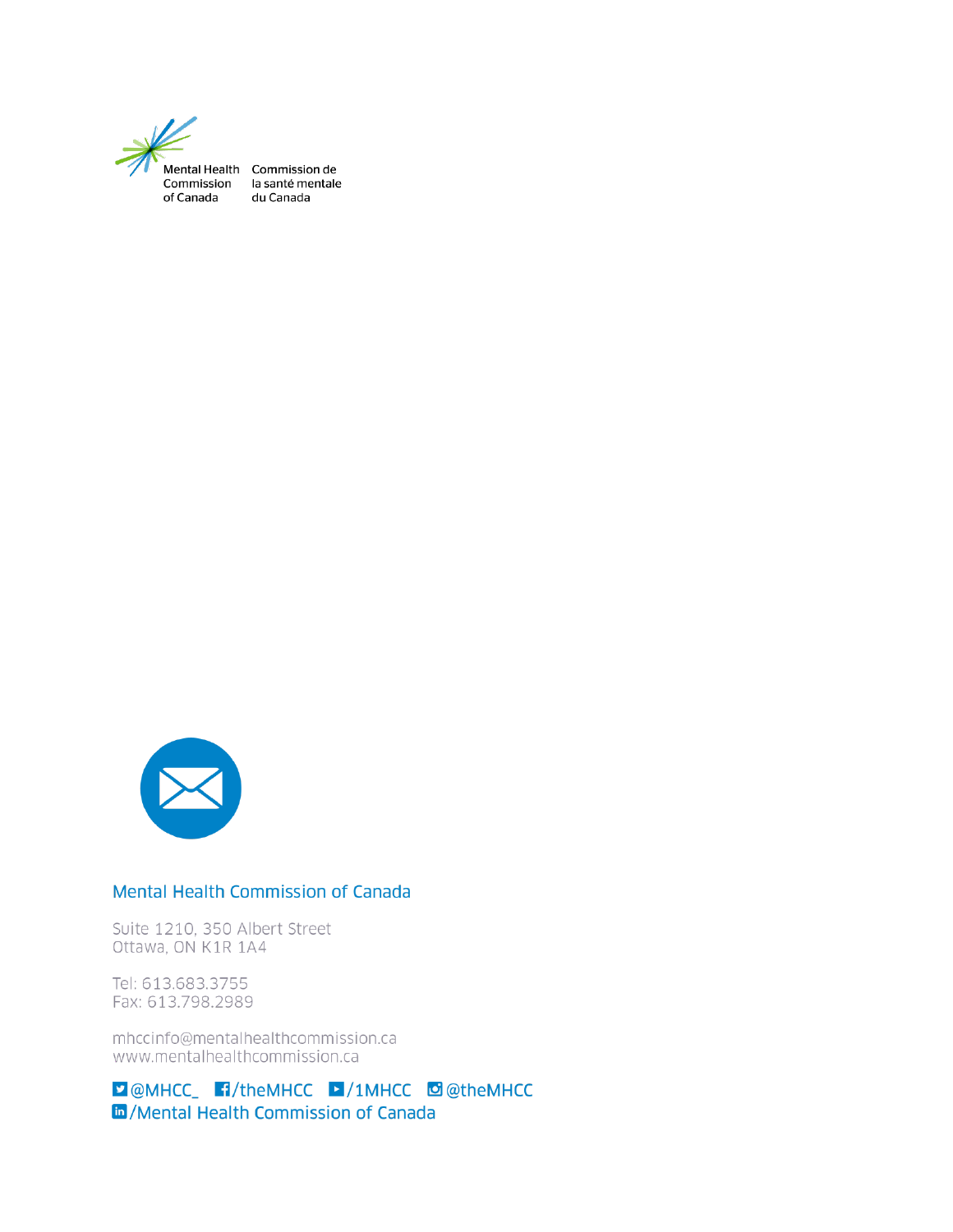Mental Health Commission of Canada

Commission de la santé mentale du Canada

**Mental Health Commission of Canada**

Suite 1210, 350 Albert Street
Ottawa, ON K1R 1A4

Tel: 613.683.3755
Fax: 613.798.2989

mhccinfo@mentalhealthcommission.ca
www.mentalhealthcommission.ca

@MHCC_ /theMHCC /1MHCC @theMHCC
/Mental Health Commission of Canada